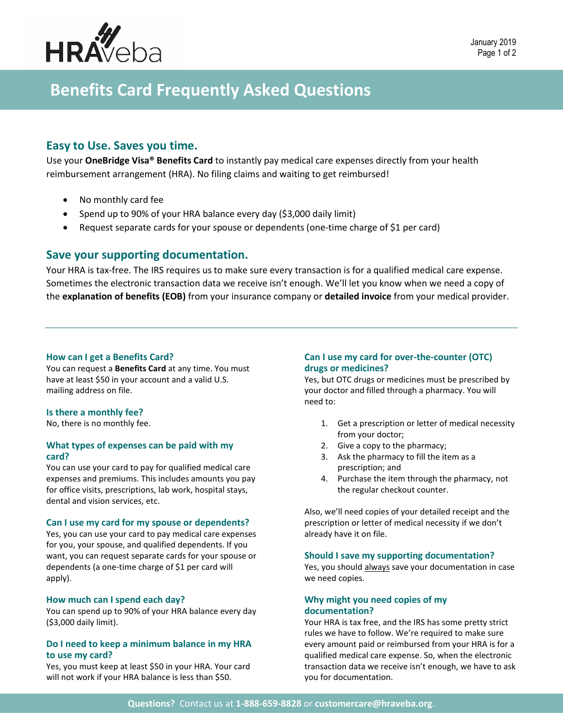# Benefits Card Frequently Asked Questions

## Easy to Use. Saves you time.

Use your **OneBridge Visa® Benefits Card** to instantly pay medical care expenses directly from your health reimbursement arrangement (HRA). No filing claims and waiting to get reimbursed!

- No monthly card fee
- Spend up to 90% of your HRA balance every day ($3,000 daily limit)
- Request separate cards for your spouse or dependents (one-time charge of $1 per card)

## Save your supporting documentation.

Your HRA is tax-free. The IRS requires us to make sure every transaction is for a qualified medical care expense. Sometimes the electronic transaction data we receive isn't enough. We'll let you know when we need a copy of the **explanation of benefits (EOB)** from your insurance company or **detailed invoice** from your medical provider.

---

### How can I get a Benefits Card?

You can request a **Benefits Card** at any time. You must have at least $50 in your account and a valid U.S. mailing address on file.

### Is there a monthly fee?

No, there is no monthly fee.

### What types of expenses can be paid with my card?

You can use your card to pay for qualified medical care expenses and premiums. This includes amounts you pay for office visits, prescriptions, lab work, hospital stays, dental and vision services, etc.

### Can I use my card for my spouse or dependents?

Yes, you can use your card to pay medical care expenses for you, your spouse, and qualified dependents. If you want, you can request separate cards for your spouse or dependents (a one-time charge of $1 per card will apply).

### How much can I spend each day?

You can spend up to 90% of your HRA balance every day ($3,000 daily limit).

### Do I need to keep a minimum balance in my HRA to use my card?

Yes, you must keep at least $50 in your HRA. Your card will not work if your HRA balance is less than $50.

### Can I use my card for over-the-counter (OTC) drugs or medicines?

Yes, but OTC drugs or medicines must be prescribed by your doctor and filled through a pharmacy. You will need to:

1. Get a prescription or letter of medical necessity from your doctor;
2. Give a copy to the pharmacy;
3. Ask the pharmacy to fill the item as a prescription; and
4. Purchase the item through the pharmacy, not the regular checkout counter.

Also, we'll need copies of your detailed receipt and the prescription or letter of medical necessity if we don't already have it on file.

### Should I save my supporting documentation?

Yes, you should always save your documentation in case we need copies.

### Why might you need copies of my documentation?

Your HRA is tax free, and the IRS has some pretty strict rules we have to follow. We're required to make sure every amount paid or reimbursed from your HRA is for a qualified medical care expense. So, when the electronic transaction data we receive isn't enough, we have to ask you for documentation.

**Questions?** Contact us at **1-888-659-8828** or **customercare@hraveba.org**.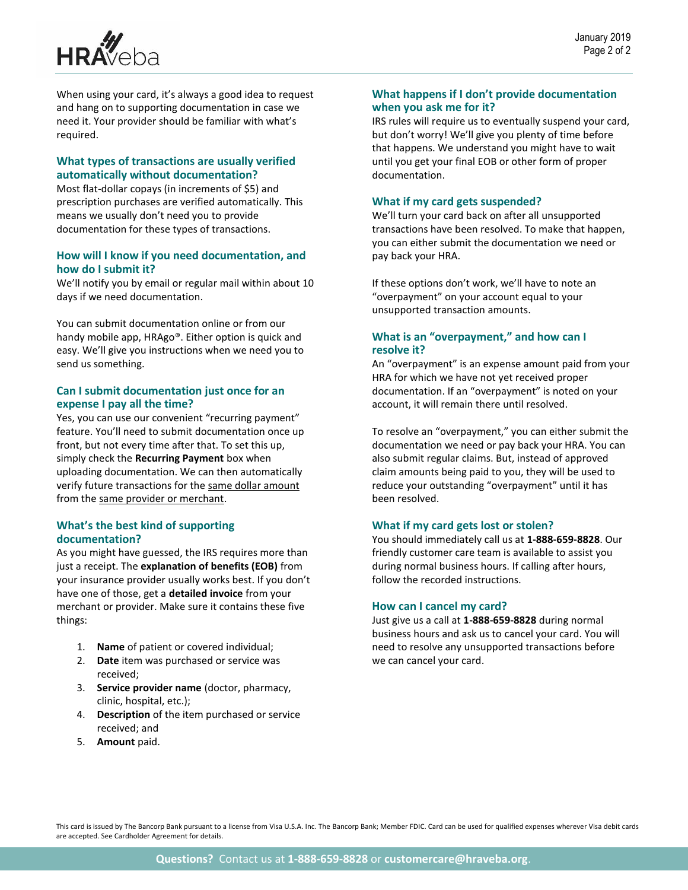When using your card, it's always a good idea to request and hang on to supporting documentation in case we need it. Your provider should be familiar with what's required.

## What types of transactions are usually verified automatically without documentation?

Most flat-dollar copays (in increments of $5) and prescription purchases are verified automatically. This means we usually don't need you to provide documentation for these types of transactions.

## How will I know if you need documentation, and how do I submit it?

We'll notify you by email or regular mail within about 10 days if we need documentation.

You can submit documentation online or from our handy mobile app, HRAgo®. Either option is quick and easy. We'll give you instructions when we need you to send us something.

## Can I submit documentation just once for an expense I pay all the time?

Yes, you can use our convenient "recurring payment" feature. You'll need to submit documentation once up front, but not every time after that. To set this up, simply check the **Recurring Payment** box when uploading documentation. We can then automatically verify future transactions for the same dollar amount from the same provider or merchant.

## What's the best kind of supporting documentation?

As you might have guessed, the IRS requires more than just a receipt. The **explanation of benefits (EOB)** from your insurance provider usually works best. If you don't have one of those, get a **detailed invoice** from your merchant or provider. Make sure it contains these five things:

1. **Name** of patient or covered individual;
2. **Date** item was purchased or service was received;
3. **Service provider name** (doctor, pharmacy, clinic, hospital, etc.);
4. **Description** of the item purchased or service received; and
5. **Amount** paid.

## What happens if I don't provide documentation when you ask me for it?

IRS rules will require us to eventually suspend your card, but don't worry! We'll give you plenty of time before that happens. We understand you might have to wait until you get your final EOB or other form of proper documentation.

## What if my card gets suspended?

We'll turn your card back on after all unsupported transactions have been resolved. To make that happen, you can either submit the documentation we need or pay back your HRA.

If these options don't work, we'll have to note an "overpayment" on your account equal to your unsupported transaction amounts.

## What is an "overpayment," and how can I resolve it?

An "overpayment" is an expense amount paid from your HRA for which we have not yet received proper documentation. If an "overpayment" is noted on your account, it will remain there until resolved.

To resolve an "overpayment," you can either submit the documentation we need or pay back your HRA. You can also submit regular claims. But, instead of approved claim amounts being paid to you, they will be used to reduce your outstanding "overpayment" until it has been resolved.

## What if my card gets lost or stolen?

You should immediately call us at **1-888-659-8828**. Our friendly customer care team is available to assist you during normal business hours. If calling after hours, follow the recorded instructions.

## How can I cancel my card?

Just give us a call at **1-888-659-8828** during normal business hours and ask us to cancel your card. You will need to resolve any unsupported transactions before we can cancel your card.

This card is issued by The Bancorp Bank pursuant to a license from Visa U.S.A. Inc. The Bancorp Bank; Member FDIC. Card can be used for qualified expenses wherever Visa debit cards are accepted. See Cardholder Agreement for details.

**Questions?** Contact us at **1-888-659-8828** or **customercare@hraveba.org**.